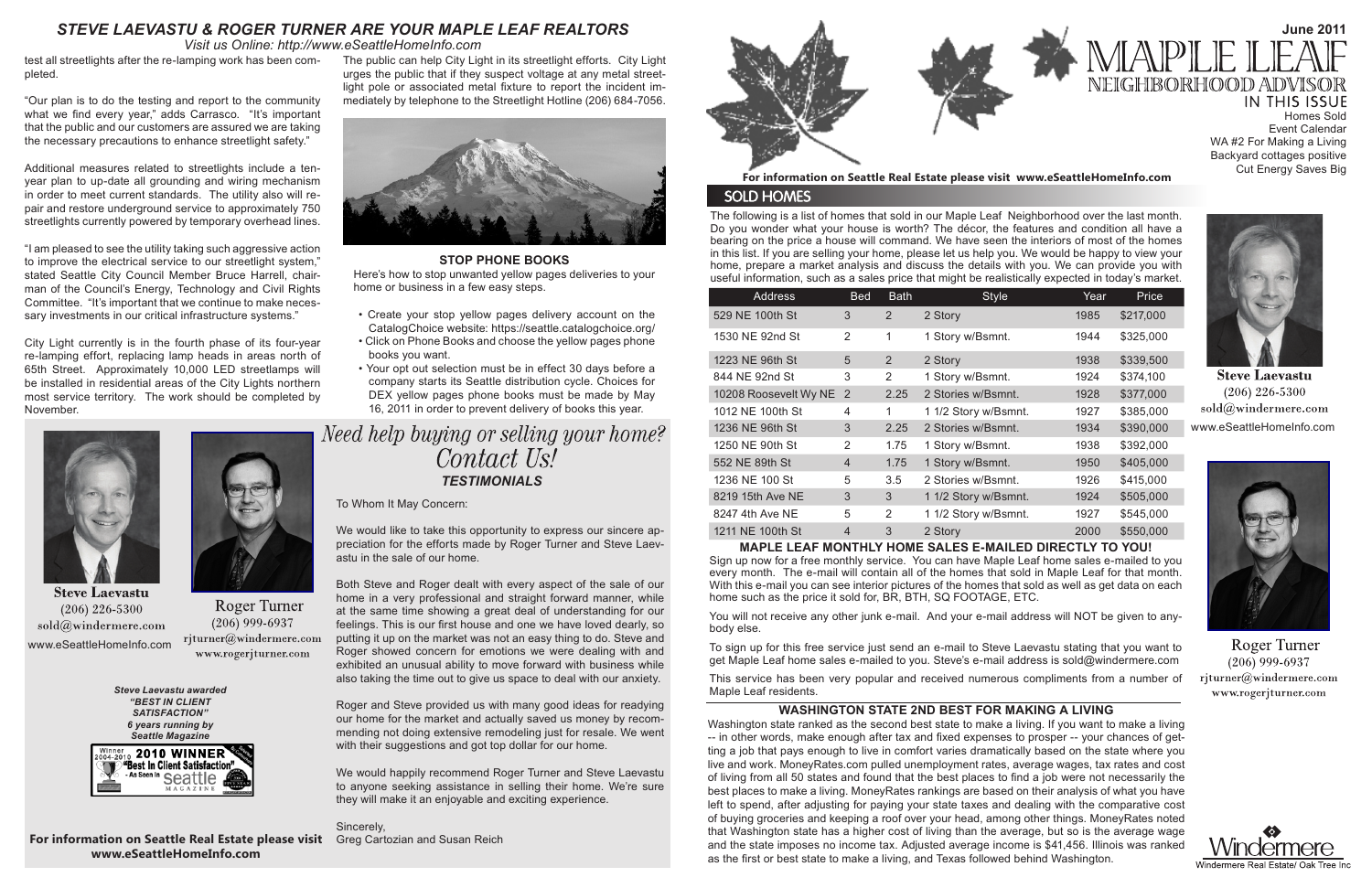# STEVE LAEVASTU & ROGER TURNER ARE YOUR MAPLE LEAF REALTORS

*Visit us Online: http://www.eSeattleHomeInfo.com*

test all streetlights after the re-lamping work has been completed.

"Our plan is to do the testing and report to the community what we find every year," adds Carrasco. "It's important that the public and our customers are assured we are taking the necessary precautions to enhance streetlight safety."

Additional measures related to streetlights include a ten-year plan to up-date all grounding and wiring mechanism in order to meet current standards. The utility also will repair and restore underground service to approximately 750 streetlights currently powered by temporary overhead lines.

"I am pleased to see the utility taking such aggressive action to improve the electrical service to our streetlight system," stated Seattle City Council Member Bruce Harrell, chairman of the Council's Energy, Technology and Civil Rights Committee. "It's important that we continue to make necessary investments in our critical infrastructure systems."

City Light currently is in the fourth phase of its four-year re-lamping effort, replacing lamp heads in areas north of 65th Street. Approximately 10,000 LED streetlamps will be installed in residential areas of the City Lights northern most service territory. The work should be completed by November.

The public can help City Light in its streetlight efforts. City Light urges the public that if they suspect voltage at any metal streetlight pole or associated metal fixture to report the incident immediately by telephone to the Streetlight Hotline (206) 684-7056.

### STOP PHONE BOOKS

Here's how to stop unwanted yellow pages deliveries to your home or business in a few easy steps.

- Create your stop yellow pages delivery account on the CatalogChoice website: https://seattle.catalogchoice.org/
- Click on Phone Books and choose the yellow pages phone books you want.
- Your opt out selection must be in effect 30 days before a company starts its Seattle distribution cycle. Choices for DEX yellow pages phone books must be made by May 16, 2011 in order to prevent delivery of books this year.

**Steve Laevastu**
(206) 226-5300
sold@windermere.com
www.eSeattleHomeInfo.com

**Roger Turner**
(206) 999-6937
rjturner@windermere.com
www.rogerjturner.com

***Steve Laevastu awarded "BEST IN CLIENT SATISFACTION" 6 years running by Seattle Magazine***

Winner 2004-2010 **2010 WINNER** "Best In Client Satisfaction" - As Seen in Seattle Magazine

**For information on Seattle Real Estate please visit www.eSeattleHomeInfo.com**

## *Need help buying or selling your home? Contact Us!*

### *TESTIMONIALS*

To Whom It May Concern:

We would like to take this opportunity to express our sincere appreciation for the efforts made by Roger Turner and Steve Laevastu in the sale of our home.

Both Steve and Roger dealt with every aspect of the sale of our home in a very professional and straight forward manner, while at the same time showing a great deal of understanding for our feelings. This is our first house and one we have loved dearly, so putting it up on the market was not an easy thing to do. Steve and Roger showed concern for emotions we were dealing with and exhibited an unusual ability to move forward with business while also taking the time out to give us space to deal with our anxiety.

Roger and Steve provided us with many good ideas for readying our home for the market and actually saved us money by recommending not doing extensive remodeling just for resale. We went with their suggestions and got top dollar for our home.

We would happily recommend Roger Turner and Steve Laevastu to anyone seeking assistance in selling their home. We're sure they will make it an enjoyable and exciting experience.

Sincerely,
Greg Cartozian and Susan Reich

# MAPLE LEAF NEIGHBORHOOD ADVISOR

**June 2011**

IN THIS ISSUE
Homes Sold
Event Calendar
WA #2 For Making a Living
Backyard cottages positive
Cut Energy Saves Big

**For information on Seattle Real Estate please visit www.eSeattleHomeInfo.com**

## SOLD HOMES

The following is a list of homes that sold in our Maple Leaf Neighborhood over the last month. Do you wonder what your house is worth? The décor, the features and condition all have a bearing on the price a house will command. We have seen the interiors of most of the homes in this list. If you are selling your home, please let us help you. We would be happy to view your home, prepare a market analysis and discuss the details with you. We can provide you with useful information, such as a sales price that might be realistically expected in today's market.

| Address | Bed | Bath | Style | Year | Price |
|---|---|---|---|---|---|
| 529 NE 100th St | 3 | 2 | 2 Story | 1985 | $217,000 |
| 1530 NE 92nd St | 2 | 1 | 1 Story w/Bsmnt. | 1944 | $325,000 |
| 1223 NE 96th St | 5 | 2 | 2 Story | 1938 | $339,500 |
| 844 NE 92nd St | 3 | 2 | 1 Story w/Bsmnt. | 1924 | $374,100 |
| 10208 Roosevelt Wy NE | 2 | 2.25 | 2 Stories w/Bsmnt. | 1928 | $377,000 |
| 1012 NE 100th St | 4 | 1 | 1 1/2 Story w/Bsmnt. | 1927 | $385,000 |
| 1236 NE 96th St | 3 | 2.25 | 2 Stories w/Bsmnt. | 1934 | $390,000 |
| 1250 NE 90th St | 2 | 1.75 | 1 Story w/Bsmnt. | 1938 | $392,000 |
| 552 NE 89th St | 4 | 1.75 | 1 Story w/Bsmnt. | 1950 | $405,000 |
| 1236 NE 100 St | 5 | 3.5 | 2 Stories w/Bsmnt. | 1926 | $415,000 |
| 8219 15th Ave NE | 3 | 3 | 1 1/2 Story w/Bsmnt. | 1924 | $505,000 |
| 8247 4th Ave NE | 5 | 2 | 1 1/2 Story w/Bsmnt. | 1927 | $545,000 |
| 1211 NE 100th St | 4 | 3 | 2 Story | 2000 | $550,000 |

### MAPLE LEAF MONTHLY HOME SALES E-MAILED DIRECTLY TO YOU!

Sign up now for a free monthly service. You can have Maple Leaf home sales e-mailed to you every month. The e-mail will contain all of the homes that sold in Maple Leaf for that month. With this e-mail you can see interior pictures of the homes that sold as well as get data on each home such as the price it sold for, BR, BTH, SQ FOOTAGE, ETC.

You will not receive any other junk e-mail. And your e-mail address will NOT be given to anybody else.

To sign up for this free service just send an e-mail to Steve Laevastu stating that you want to get Maple Leaf home sales e-mailed to you. Steve's e-mail address is sold@windermere.com

This service has been very popular and received numerous compliments from a number of Maple Leaf residents.

### WASHINGTON STATE 2ND BEST FOR MAKING A LIVING

Washington state ranked as the second best state to make a living. If you want to make a living -- in other words, make enough after tax and fixed expenses to prosper -- your chances of getting a job that pays enough to live in comfort varies dramatically based on the state where you live and work. MoneyRates.com pulled unemployment rates, average wages, tax rates and cost of living from all 50 states and found that the best places to find a job were not necessarily the best places to make a living. MoneyRates rankings are based on their analysis of what you have left to spend, after adjusting for paying your state taxes and dealing with the comparative cost of buying groceries and keeping a roof over your head, among other things. MoneyRates noted that Washington state has a higher cost of living than the average, but so is the average wage and the state imposes no income tax. Adjusted average income is $41,456. Illinois was ranked as the first or best state to make a living, and Texas followed behind Washington.

**Steve Laevastu**
(206) 226-5300
sold@windermere.com
www.eSeattleHomeInfo.com

**Roger Turner**
(206) 999-6937
rjturner@windermere.com
www.rogerjturner.com

Windermere
Windermere Real Estate/ Oak Tree Inc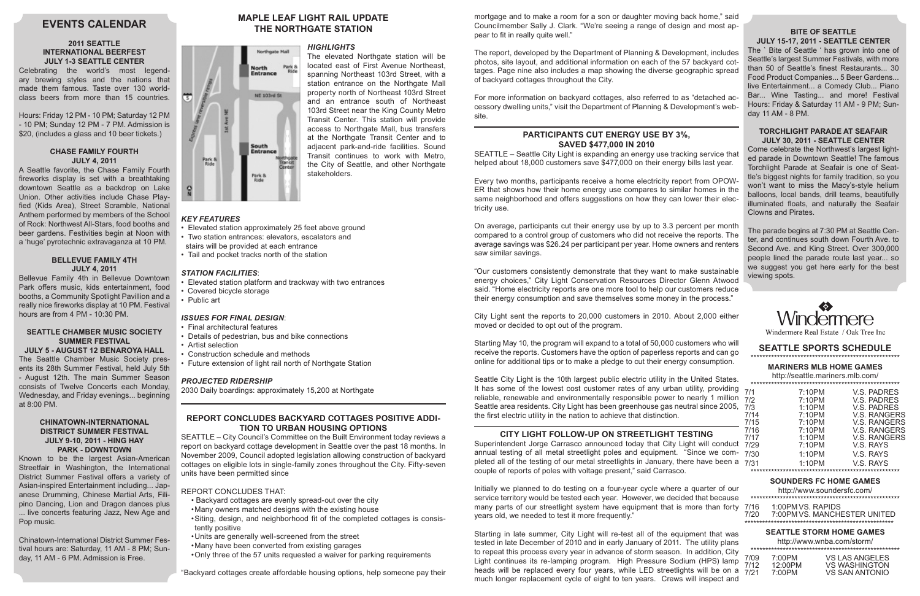# EVENTS CALENDAR

### 2011 SEATTLE INTERNATIONAL BEERFEST
### JULY 1-3 SEATTLE CENTER

Celebrating the world's most legendary brewing styles and the nations that made them famous. Taste over 130 world-class beers from more than 15 countries.

Hours: Friday 12 PM - 10 PM; Saturday 12 PM - 10 PM; Sunday 12 PM - 7 PM. Admission is $20, (includes a glass and 10 beer tickets.)

### CHASE FAMILY FOURTH
### JULY 4, 2011

A Seattle favorite, the Chase Family Fourth fireworks display is set with a breathtaking downtown Seattle as a backdrop on Lake Union. Other activities include Chase Playfied (Kids Area), Street Scramble, National Anthem performed by members of the School of Rock: Northwest All-Stars, food booths and beer gardens. Festivities begin at Noon with a 'huge' pyrotechnic extravaganza at 10 PM.

### BELLEVUE FAMILY 4TH
### JULY 4, 2011

Bellevue Family 4th in Bellevue Downtown Park offers music, kids entertainment, food booths, a Community Spotlight Pavillion and a really nice fireworks display at 10 PM. Festival hours are from 4 PM - 10:30 PM.

### SEATTLE CHAMBER MUSIC SOCIETY SUMMER FESTIVAL
### JULY 5 - AUGUST 12 BENAROYA HALL

The Seattle Chamber Music Society presents its 28th Summer Festival, held July 5th - August 12th. The main Summer Season consists of Twelve Concerts each Monday, Wednesday, and Friday evenings... beginning at 8:00 PM.

### CHINATOWN-INTERNATIONAL DISTRICT SUMMER FESTIVAL
### JULY 9-10, 2011 - HING HAY PARK - DOWNTOWN

Known to be the largest Asian-American Streetfair in Washington, the International District Summer Festival offers a variety of Asian-inspired Entertainment including... Japanese Drumming, Chinese Martial Arts, Filipino Dancing, Lion and Dragon dances plus ... live concerts featuring Jazz, New Age and Pop music.

Chinatown-International District Summer Festival hours are: Saturday, 11 AM - 8 PM; Sunday, 11 AM - 6 PM. Admission is Free.

# MAPLE LEAF LIGHT RAIL UPDATE THE NORTHGATE STATION

Northgate Mall
North Entrance
Park & Ride
NE 103rd St
Express lane reversible ramps
1st Ave NE
South Entrance
Park & Ride
Northgate Transit Center
Park & Ride
N

***HIGHLIGHTS***

The elevated Northgate station will be located east of First Avenue Northeast, spanning Northeast 103rd Street, with a station entrance on the Northgate Mall property north of Northeast 103rd Street and an entrance south of Northeast 103rd Street near the King County Metro Transit Center. This station will provide access to Northgate Mall, bus transfers at the Northgate Transit Center and to adjacent park-and-ride facilities. Sound Transit continues to work with Metro, the City of Seattle, and other Northgate stakeholders.

***KEY FEATURES***

- Elevated station approximately 25 feet above ground
- Two station entrances: elevators, escalators and stairs will be provided at each entrance
- Tail and pocket tracks north of the station

***STATION FACILITIES***:

- Elevated station platform and trackway with two entrances
- Covered bicycle storage
- Public art

***ISSUES FOR FINAL DESIGN***:

- Final architectural features
- Details of pedestrian, bus and bike connections
- Artist selection
- Construction schedule and methods
- Future extension of light rail north of Northgate Station

***PROJECTED RIDERSHIP***

2030 Daily boardings: approximately 15,200 at Northgate

## REPORT CONCLUDES BACKYARD COTTAGES POSITIVE ADDITION TO URBAN HOUSING OPTIONS

SEATTLE – City Council's Committee on the Built Environment today reviews a report on backyard cottage development in Seattle over the past 18 months. In November 2009, Council adopted legislation allowing construction of backyard cottages on eligible lots in single-family zones throughout the City. Fifty-seven units have been permitted since

REPORT CONCLUDES THAT:

- Backyard cottages are evenly spread-out over the city
- Many owners matched designs with the existing house
- Siting, design, and neighborhood fit of the completed cottages is consistently positive
- Units are generally well-screened from the street
- Many have been converted from existing garages
- Only three of the 57 units requested a waiver for parking requirements

"Backyard cottages create affordable housing options, help someone pay their mortgage and to make a room for a son or daughter moving back home," said Councilmember Sally J. Clark. "We're seeing a range of design and most appear to fit in really quite well."

The report, developed by the Department of Planning & Development, includes photos, site layout, and additional information on each of the 57 backyard cottages. Page nine also includes a map showing the diverse geographic spread of backyard cottages throughout the City.

For more information on backyard cottages, also referred to as "detached accessory dwelling units," visit the Department of Planning & Development's website.

## PARTICIPANTS CUT ENERGY USE BY 3%, SAVED $477,000 IN 2010

SEATTLE – Seattle City Light is expanding an energy use tracking service that helped about 18,000 customers save $477,000 on their energy bills last year.

Every two months, participants receive a home electricity report from OPOWER that shows how their home energy use compares to similar homes in the same neighborhood and offers suggestions on how they can lower their electricity use.

On average, participants cut their energy use by up to 3.3 percent per month compared to a control group of customers who did not receive the reports. The average savings was $26.24 per participant per year. Home owners and renters saw similar savings.

"Our customers consistently demonstrate that they want to make sustainable energy choices," City Light Conservation Resources Director Glenn Atwood said. "Home electricity reports are one more tool to help our customers reduce their energy consumption and save themselves some money in the process."

City Light sent the reports to 20,000 customers in 2010. About 2,000 either moved or decided to opt out of the program.

Starting May 10, the program will expand to a total of 50,000 customers who will receive the reports. Customers have the option of paperless reports and can go online for additional tips or to make a pledge to cut their energy consumption.

Seattle City Light is the 10th largest public electric utility in the United States. It has some of the lowest cost customer rates of any urban utility, providing reliable, renewable and environmentally responsible power to nearly 1 million Seattle area residents. City Light has been greenhouse gas neutral since 2005, the first electric utility in the nation to achieve that distinction.

## CITY LIGHT FOLLOW-UP ON STREETLIGHT TESTING

Superintendent Jorge Carrasco announced today that City Light will conduct annual testing of all metal streetlight poles and equipment. "Since we completed all of the testing of our metal streetlights in January, there have been a couple of reports of poles with voltage present," said Carrasco.

Initially we planned to do testing on a four-year cycle where a quarter of our service territory would be tested each year. However, we decided that because many parts of our streetlight system have equipment that is more than forty years old, we needed to test it more frequently."

Starting in late summer, City Light will re-test all of the equipment that was tested in late December of 2010 and in early January of 2011. The utility plans to repeat this process every year in advance of storm season. In addition, City Light continues its re-lamping program. High Pressure Sodium (HPS) lamp heads will be replaced every four years, while LED streetlights will be on a much longer replacement cycle of eight to ten years. Crews will inspect and

### BITE OF SEATTLE
### JULY 15-17, 2011 - SEATTLE CENTER

The ` Bite of Seattle ' has grown into one of Seattle's largest Summer Festivals, with more than 50 of Seattle's finest Restaurants... 30 Food Product Companies... 5 Beer Gardens... live Entertainment... a Comedy Club... Piano Bar... Wine Tasting... and more! Festival Hours: Friday & Saturday 11 AM - 9 PM; Sunday 11 AM - 8 PM.

### TORCHLIGHT PARADE AT SEAFAIR
### JULY 30, 2011 - SEATTLE CENTER

Come celebrate the Northwest's largest lighted parade in Downtown Seattle! The famous Torchlight Parade at Seafair is one of Seattle's biggest nights for family tradition, so you won't want to miss the Macy's-style helium balloons, local bands, drill teams, beautifully illuminated floats, and naturally the Seafair Clowns and Pirates.

The parade begins at 7:30 PM at Seattle Center, and continues south down Fourth Ave. to Second Ave. and King Street. Over 300,000 people lined the parade route last year... so we suggest you get here early for the best viewing spots.

Windermere
Windermere Real Estate / Oak Tree Inc

## SEATTLE SPORTS SCHEDULE

### MARINERS MLB HOME GAMES

http://seattle.mariners.mlb.com/

| | | |
|---|---|---|
| 7/1 | 7:10PM | V.S. PADRES |
| 7/2 | 7:10PM | V.S. PADRES |
| 7/3 | 1:10PM | V.S. PADRES |
| 7/14 | 7:10PM | V.S. RANGERS |
| 7/15 | 7:10PM | V.S. RANGERS |
| 7/16 | 7:10PM | V.S. RANGERS |
| 7/17 | 1:10PM | V.S. RANGERS |
| 7/29 | 7:10PM | V.S. RAYS |
| 7/30 | 1:10PM | V.S. RAYS |
| 7/31 | 1:10PM | V.S. RAYS |

### SOUNDERS FC HOME GAMES

http://www.soundersfc.com/

| | | |
|---|---|---|
| 7/16 | 1:00PM | VS. RAPIDS |
| 7/20 | 7:00PM | VS. MANCHESTER UNITED |

### SEATTLE STORM HOME GAMES

http://www.wnba.com/storm/

| | | |
|---|---|---|
| 7/09 | 7:00PM | VS LAS ANGELES |
| 7/12 | 12:00PM | VS WASHINGTON |
| 7/21 | 7:00PM | VS SAN ANTONIO |